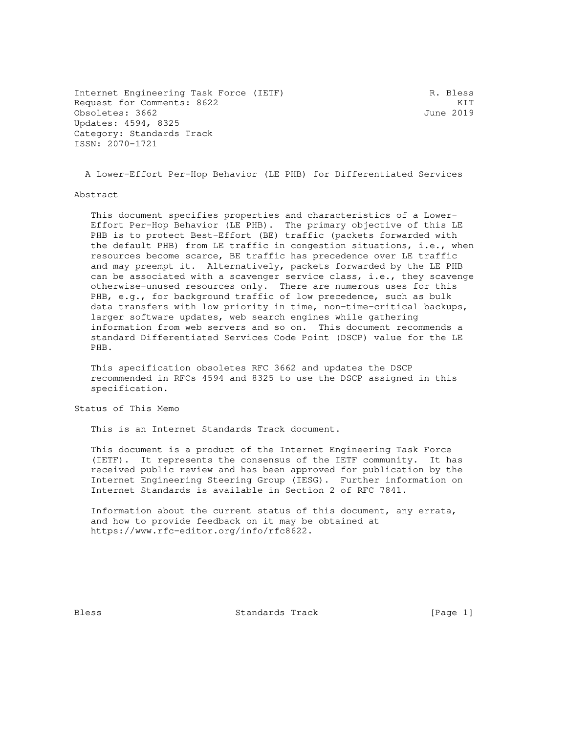Internet Engineering Task Force (IETF) R. Bless
Request for Comments: 8622 KIT
Obsoletes: 3662 June 2019
Updates: 4594, 8325
Category: Standards Track
ISSN: 2070-1721

# A Lower-Effort Per-Hop Behavior (LE PHB) for Differentiated Services

## Abstract

This document specifies properties and characteristics of a Lower-Effort Per-Hop Behavior (LE PHB). The primary objective of this LE PHB is to protect Best-Effort (BE) traffic (packets forwarded with the default PHB) from LE traffic in congestion situations, i.e., when resources become scarce, BE traffic has precedence over LE traffic and may preempt it. Alternatively, packets forwarded by the LE PHB can be associated with a scavenger service class, i.e., they scavenge otherwise-unused resources only. There are numerous uses for this PHB, e.g., for background traffic of low precedence, such as bulk data transfers with low priority in time, non-time-critical backups, larger software updates, web search engines while gathering information from web servers and so on. This document recommends a standard Differentiated Services Code Point (DSCP) value for the LE PHB.

This specification obsoletes RFC 3662 and updates the DSCP recommended in RFCs 4594 and 8325 to use the DSCP assigned in this specification.

## Status of This Memo

This is an Internet Standards Track document.

This document is a product of the Internet Engineering Task Force (IETF). It represents the consensus of the IETF community. It has received public review and has been approved for publication by the Internet Engineering Steering Group (IESG). Further information on Internet Standards is available in Section 2 of RFC 7841.

Information about the current status of this document, any errata, and how to provide feedback on it may be obtained at https://www.rfc-editor.org/info/rfc8622.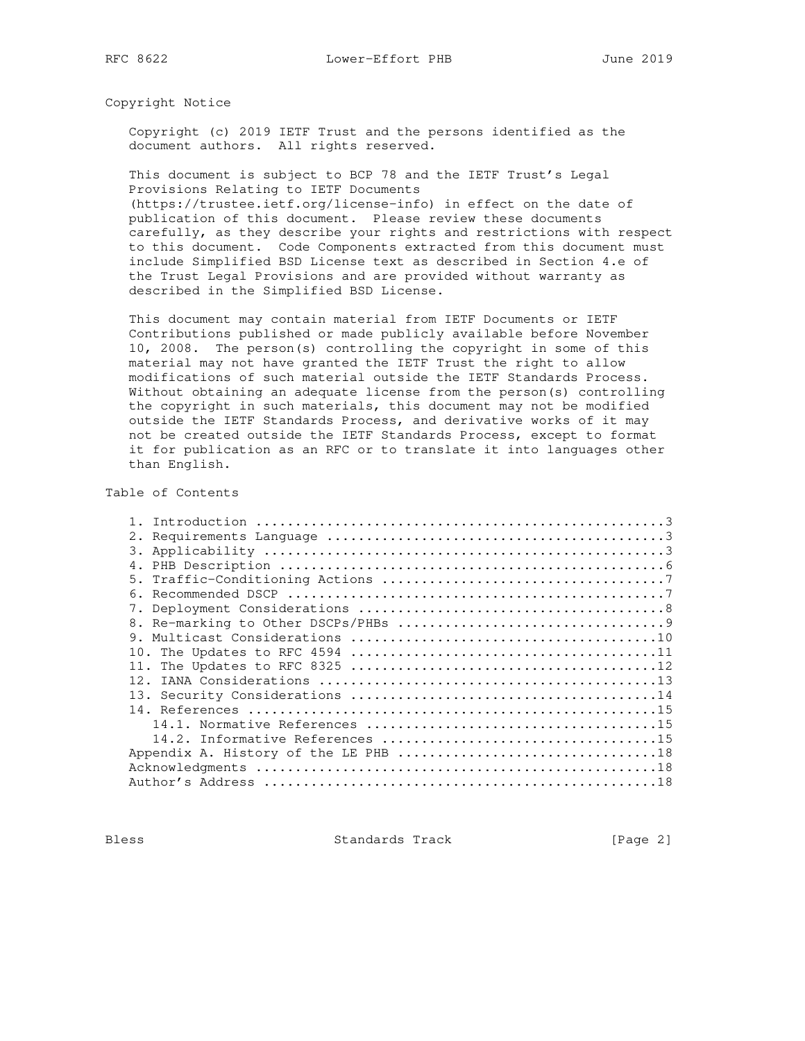## Copyright Notice

Copyright (c) 2019 IETF Trust and the persons identified as the document authors. All rights reserved.

This document is subject to BCP 78 and the IETF Trust's Legal Provisions Relating to IETF Documents (https://trustee.ietf.org/license-info) in effect on the date of publication of this document. Please review these documents carefully, as they describe your rights and restrictions with respect to this document. Code Components extracted from this document must include Simplified BSD License text as described in Section 4.e of the Trust Legal Provisions and are provided without warranty as described in the Simplified BSD License.

This document may contain material from IETF Documents or IETF Contributions published or made publicly available before November 10, 2008. The person(s) controlling the copyright in some of this material may not have granted the IETF Trust the right to allow modifications of such material outside the IETF Standards Process. Without obtaining an adequate license from the person(s) controlling the copyright in such materials, this document may not be modified outside the IETF Standards Process, and derivative works of it may not be created outside the IETF Standards Process, except to format it for publication as an RFC or to translate it into languages other than English.

## Table of Contents

```
   1. Introduction ....................................................3
   2. Requirements Language ...........................................3
   3. Applicability ...................................................3
   4. PHB Description .................................................6
   5. Traffic-Conditioning Actions ....................................7
   6. Recommended DSCP ................................................7
   7. Deployment Considerations .......................................8
   8. Re-marking to Other DSCPs/PHBs ..................................9
   9. Multicast Considerations .......................................10
   10. The Updates to RFC 4594 .......................................11
   11. The Updates to RFC 8325 .......................................12
   12. IANA Considerations ...........................................13
   13. Security Considerations .......................................14
   14. References ....................................................15
      14.1. Normative References .....................................15
      14.2. Informative References ...................................15
   Appendix A. History of the LE PHB .................................18
   Acknowledgments ...................................................18
   Author's Address ..................................................18
```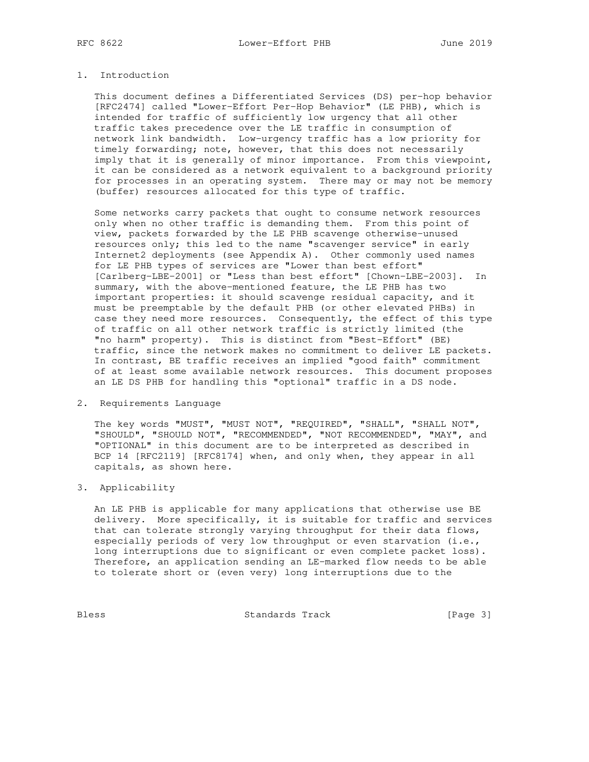## 1. Introduction

This document defines a Differentiated Services (DS) per-hop behavior [RFC2474] called "Lower-Effort Per-Hop Behavior" (LE PHB), which is intended for traffic of sufficiently low urgency that all other traffic takes precedence over the LE traffic in consumption of network link bandwidth. Low-urgency traffic has a low priority for timely forwarding; note, however, that this does not necessarily imply that it is generally of minor importance. From this viewpoint, it can be considered as a network equivalent to a background priority for processes in an operating system. There may or may not be memory (buffer) resources allocated for this type of traffic.

Some networks carry packets that ought to consume network resources only when no other traffic is demanding them. From this point of view, packets forwarded by the LE PHB scavenge otherwise-unused resources only; this led to the name "scavenger service" in early Internet2 deployments (see Appendix A). Other commonly used names for LE PHB types of services are "Lower than best effort" [Carlberg-LBE-2001] or "Less than best effort" [Chown-LBE-2003]. In summary, with the above-mentioned feature, the LE PHB has two important properties: it should scavenge residual capacity, and it must be preemptable by the default PHB (or other elevated PHBs) in case they need more resources. Consequently, the effect of this type of traffic on all other network traffic is strictly limited (the "no harm" property). This is distinct from "Best-Effort" (BE) traffic, since the network makes no commitment to deliver LE packets. In contrast, BE traffic receives an implied "good faith" commitment of at least some available network resources. This document proposes an LE DS PHB for handling this "optional" traffic in a DS node.

## 2. Requirements Language

The key words "MUST", "MUST NOT", "REQUIRED", "SHALL", "SHALL NOT", "SHOULD", "SHOULD NOT", "RECOMMENDED", "NOT RECOMMENDED", "MAY", and "OPTIONAL" in this document are to be interpreted as described in BCP 14 [RFC2119] [RFC8174] when, and only when, they appear in all capitals, as shown here.

## 3. Applicability

An LE PHB is applicable for many applications that otherwise use BE delivery. More specifically, it is suitable for traffic and services that can tolerate strongly varying throughput for their data flows, especially periods of very low throughput or even starvation (i.e., long interruptions due to significant or even complete packet loss). Therefore, an application sending an LE-marked flow needs to be able to tolerate short or (even very) long interruptions due to the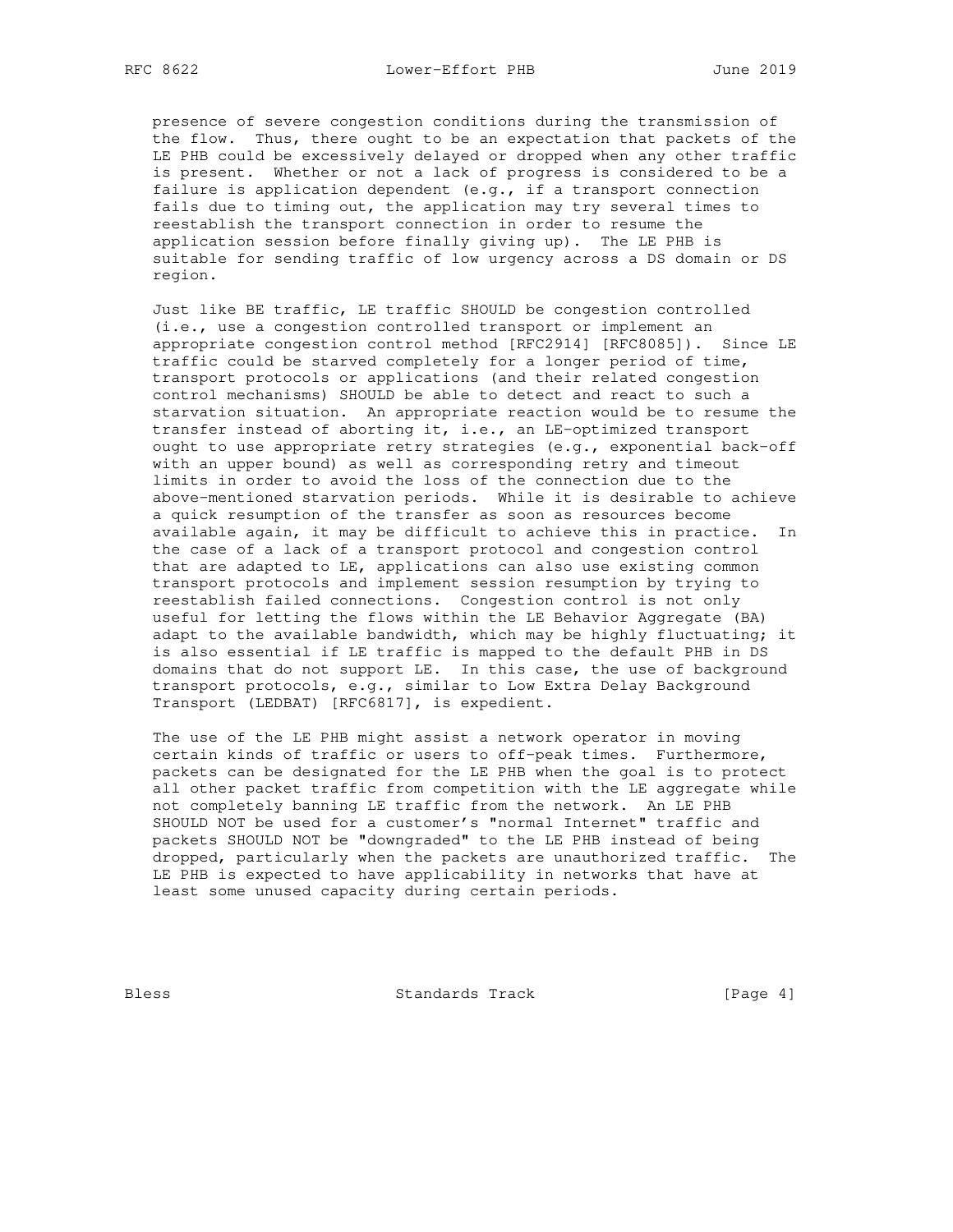presence of severe congestion conditions during the transmission of the flow. Thus, there ought to be an expectation that packets of the LE PHB could be excessively delayed or dropped when any other traffic is present. Whether or not a lack of progress is considered to be a failure is application dependent (e.g., if a transport connection fails due to timing out, the application may try several times to reestablish the transport connection in order to resume the application session before finally giving up). The LE PHB is suitable for sending traffic of low urgency across a DS domain or DS region.

Just like BE traffic, LE traffic SHOULD be congestion controlled (i.e., use a congestion controlled transport or implement an appropriate congestion control method [RFC2914] [RFC8085]). Since LE traffic could be starved completely for a longer period of time, transport protocols or applications (and their related congestion control mechanisms) SHOULD be able to detect and react to such a starvation situation. An appropriate reaction would be to resume the transfer instead of aborting it, i.e., an LE-optimized transport ought to use appropriate retry strategies (e.g., exponential back-off with an upper bound) as well as corresponding retry and timeout limits in order to avoid the loss of the connection due to the above-mentioned starvation periods. While it is desirable to achieve a quick resumption of the transfer as soon as resources become available again, it may be difficult to achieve this in practice. In the case of a lack of a transport protocol and congestion control that are adapted to LE, applications can also use existing common transport protocols and implement session resumption by trying to reestablish failed connections. Congestion control is not only useful for letting the flows within the LE Behavior Aggregate (BA) adapt to the available bandwidth, which may be highly fluctuating; it is also essential if LE traffic is mapped to the default PHB in DS domains that do not support LE. In this case, the use of background transport protocols, e.g., similar to Low Extra Delay Background Transport (LEDBAT) [RFC6817], is expedient.

The use of the LE PHB might assist a network operator in moving certain kinds of traffic or users to off-peak times. Furthermore, packets can be designated for the LE PHB when the goal is to protect all other packet traffic from competition with the LE aggregate while not completely banning LE traffic from the network. An LE PHB SHOULD NOT be used for a customer's "normal Internet" traffic and packets SHOULD NOT be "downgraded" to the LE PHB instead of being dropped, particularly when the packets are unauthorized traffic. The LE PHB is expected to have applicability in networks that have at least some unused capacity during certain periods.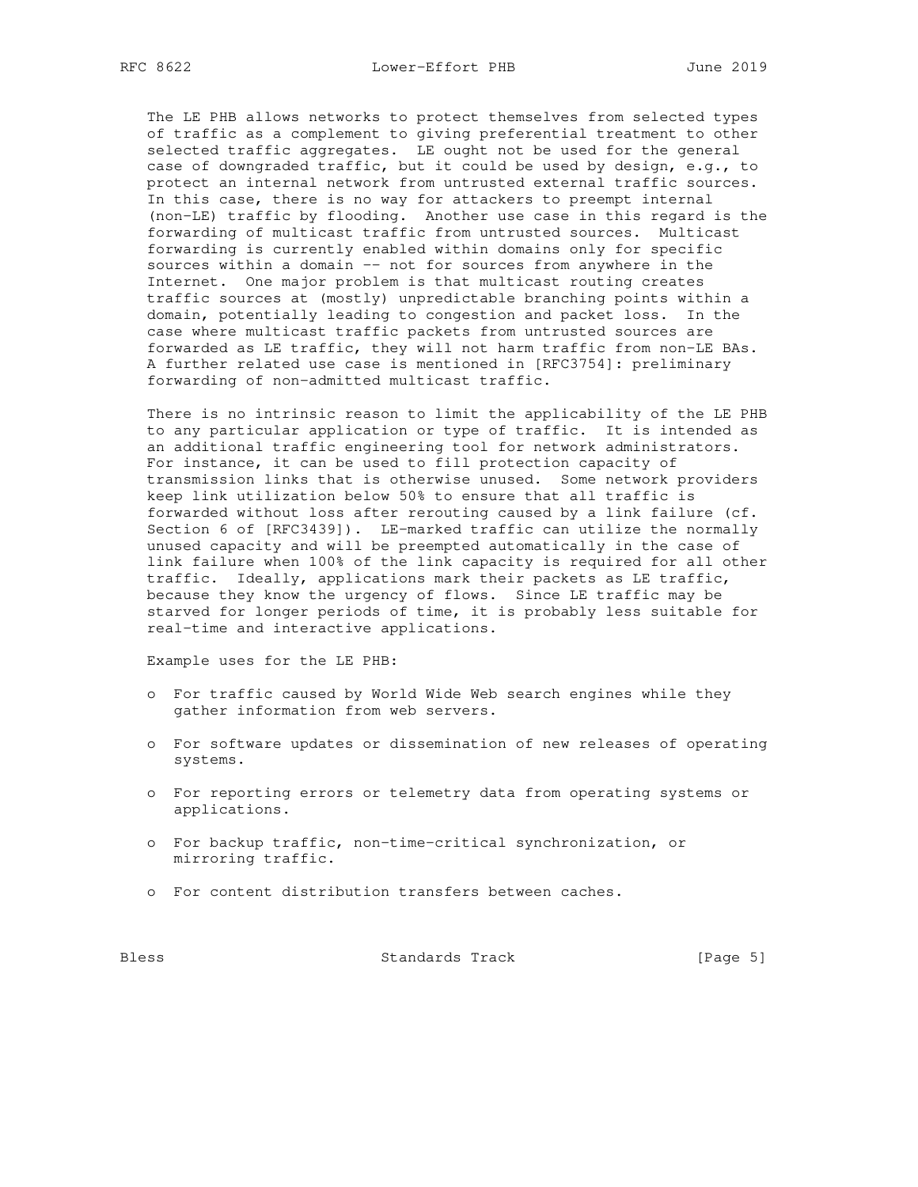The LE PHB allows networks to protect themselves from selected types of traffic as a complement to giving preferential treatment to other selected traffic aggregates. LE ought not be used for the general case of downgraded traffic, but it could be used by design, e.g., to protect an internal network from untrusted external traffic sources. In this case, there is no way for attackers to preempt internal (non-LE) traffic by flooding. Another use case in this regard is the forwarding of multicast traffic from untrusted sources. Multicast forwarding is currently enabled within domains only for specific sources within a domain -- not for sources from anywhere in the Internet. One major problem is that multicast routing creates traffic sources at (mostly) unpredictable branching points within a domain, potentially leading to congestion and packet loss. In the case where multicast traffic packets from untrusted sources are forwarded as LE traffic, they will not harm traffic from non-LE BAs. A further related use case is mentioned in [RFC3754]: preliminary forwarding of non-admitted multicast traffic.

There is no intrinsic reason to limit the applicability of the LE PHB to any particular application or type of traffic. It is intended as an additional traffic engineering tool for network administrators. For instance, it can be used to fill protection capacity of transmission links that is otherwise unused. Some network providers keep link utilization below 50% to ensure that all traffic is forwarded without loss after rerouting caused by a link failure (cf. Section 6 of [RFC3439]). LE-marked traffic can utilize the normally unused capacity and will be preempted automatically in the case of link failure when 100% of the link capacity is required for all other traffic. Ideally, applications mark their packets as LE traffic, because they know the urgency of flows. Since LE traffic may be starved for longer periods of time, it is probably less suitable for real-time and interactive applications.

Example uses for the LE PHB:

- For traffic caused by World Wide Web search engines while they gather information from web servers.
- For software updates or dissemination of new releases of operating systems.
- For reporting errors or telemetry data from operating systems or applications.
- For backup traffic, non-time-critical synchronization, or mirroring traffic.
- For content distribution transfers between caches.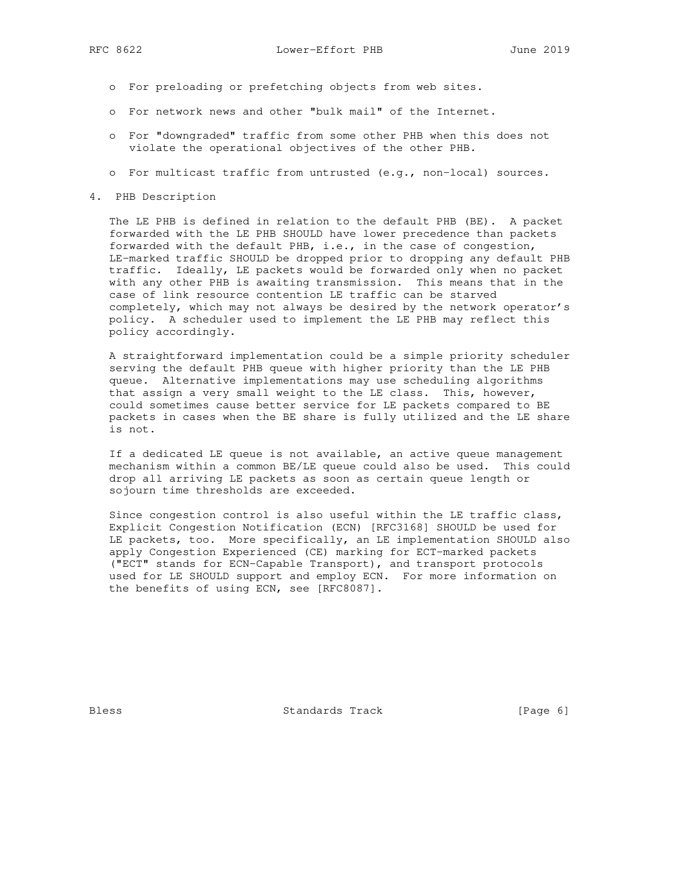- For preloading or prefetching objects from web sites.
- For network news and other "bulk mail" of the Internet.
- For "downgraded" traffic from some other PHB when this does not violate the operational objectives of the other PHB.
- For multicast traffic from untrusted (e.g., non-local) sources.

## 4. PHB Description

The LE PHB is defined in relation to the default PHB (BE). A packet forwarded with the LE PHB SHOULD have lower precedence than packets forwarded with the default PHB, i.e., in the case of congestion, LE-marked traffic SHOULD be dropped prior to dropping any default PHB traffic. Ideally, LE packets would be forwarded only when no packet with any other PHB is awaiting transmission. This means that in the case of link resource contention LE traffic can be starved completely, which may not always be desired by the network operator's policy. A scheduler used to implement the LE PHB may reflect this policy accordingly.

A straightforward implementation could be a simple priority scheduler serving the default PHB queue with higher priority than the LE PHB queue. Alternative implementations may use scheduling algorithms that assign a very small weight to the LE class. This, however, could sometimes cause better service for LE packets compared to BE packets in cases when the BE share is fully utilized and the LE share is not.

If a dedicated LE queue is not available, an active queue management mechanism within a common BE/LE queue could also be used. This could drop all arriving LE packets as soon as certain queue length or sojourn time thresholds are exceeded.

Since congestion control is also useful within the LE traffic class, Explicit Congestion Notification (ECN) [RFC3168] SHOULD be used for LE packets, too. More specifically, an LE implementation SHOULD also apply Congestion Experienced (CE) marking for ECT-marked packets ("ECT" stands for ECN-Capable Transport), and transport protocols used for LE SHOULD support and employ ECN. For more information on the benefits of using ECN, see [RFC8087].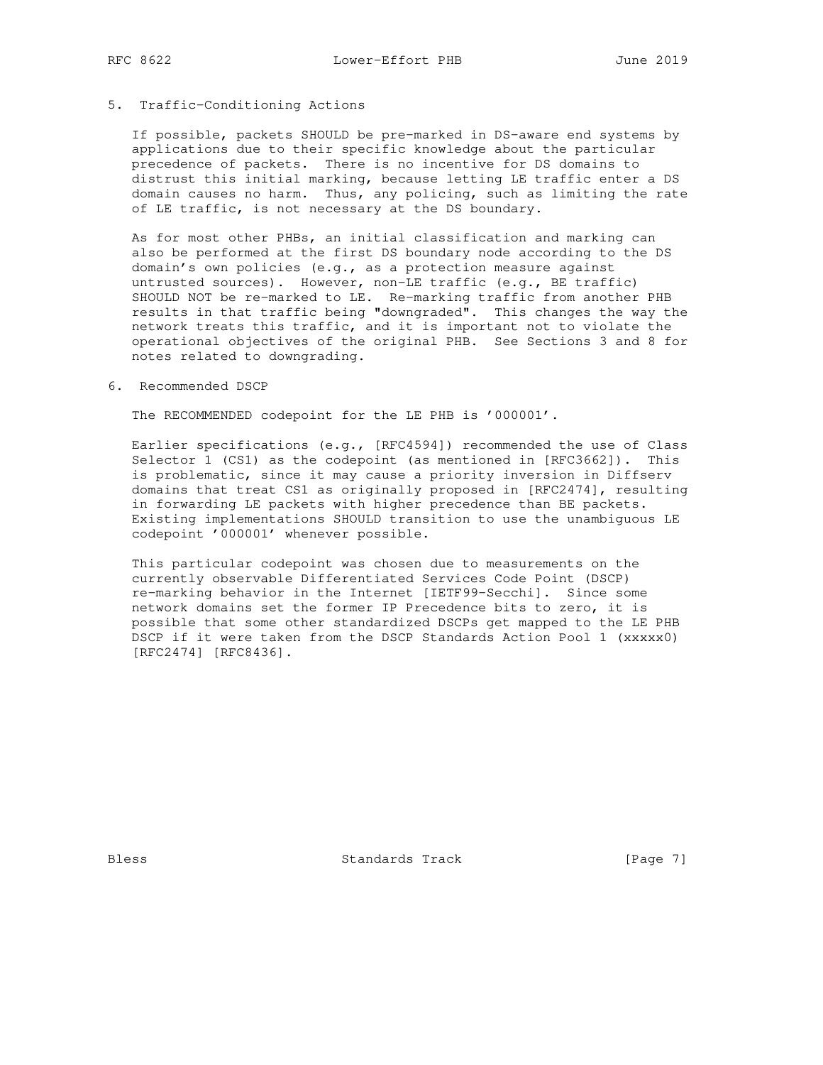## 5. Traffic-Conditioning Actions

If possible, packets SHOULD be pre-marked in DS-aware end systems by applications due to their specific knowledge about the particular precedence of packets. There is no incentive for DS domains to distrust this initial marking, because letting LE traffic enter a DS domain causes no harm. Thus, any policing, such as limiting the rate of LE traffic, is not necessary at the DS boundary.

As for most other PHBs, an initial classification and marking can also be performed at the first DS boundary node according to the DS domain's own policies (e.g., as a protection measure against untrusted sources). However, non-LE traffic (e.g., BE traffic) SHOULD NOT be re-marked to LE. Re-marking traffic from another PHB results in that traffic being "downgraded". This changes the way the network treats this traffic, and it is important not to violate the operational objectives of the original PHB. See Sections 3 and 8 for notes related to downgrading.

## 6. Recommended DSCP

The RECOMMENDED codepoint for the LE PHB is '000001'.

Earlier specifications (e.g., [RFC4594]) recommended the use of Class Selector 1 (CS1) as the codepoint (as mentioned in [RFC3662]). This is problematic, since it may cause a priority inversion in Diffserv domains that treat CS1 as originally proposed in [RFC2474], resulting in forwarding LE packets with higher precedence than BE packets. Existing implementations SHOULD transition to use the unambiguous LE codepoint '000001' whenever possible.

This particular codepoint was chosen due to measurements on the currently observable Differentiated Services Code Point (DSCP) re-marking behavior in the Internet [IETF99-Secchi]. Since some network domains set the former IP Precedence bits to zero, it is possible that some other standardized DSCPs get mapped to the LE PHB DSCP if it were taken from the DSCP Standards Action Pool 1 (xxxxx0) [RFC2474] [RFC8436].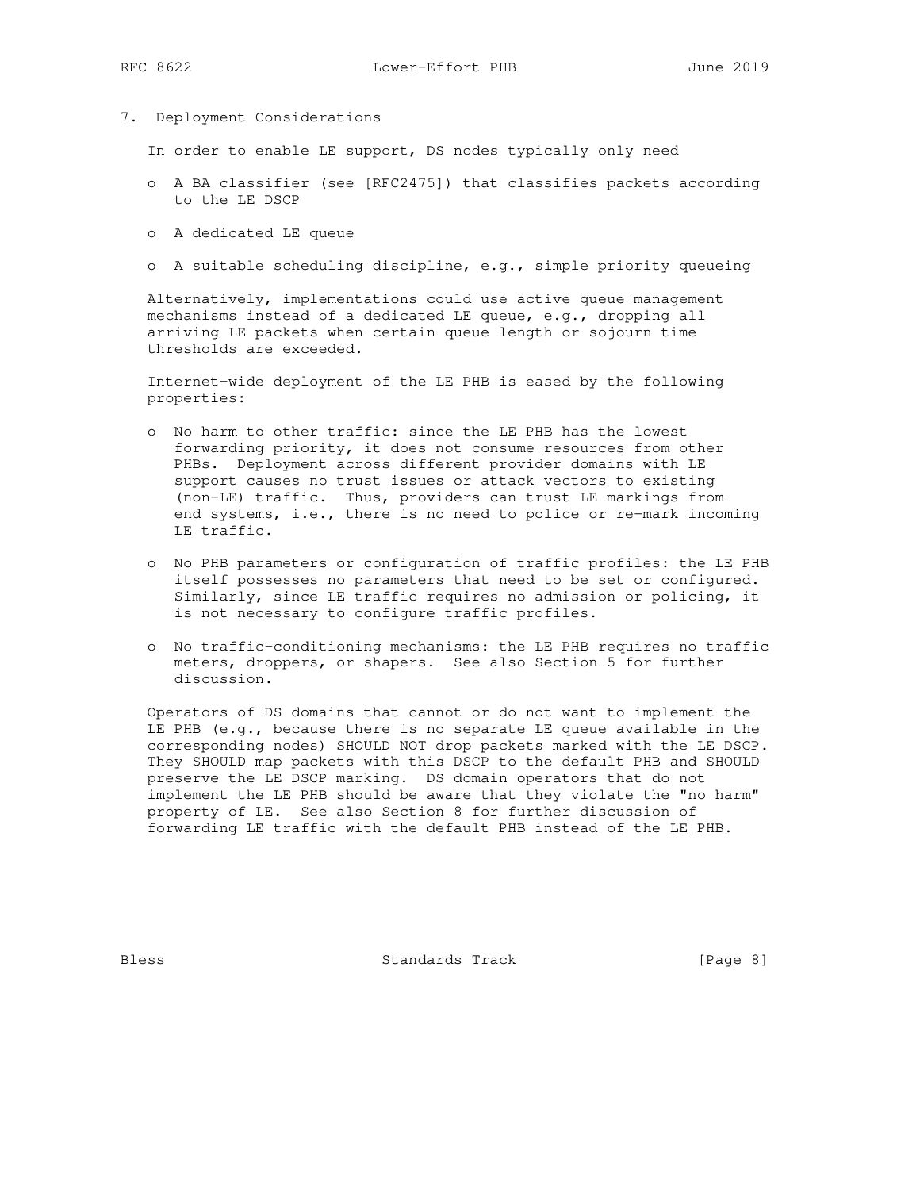## 7. Deployment Considerations

In order to enable LE support, DS nodes typically only need

- A BA classifier (see [RFC2475]) that classifies packets according to the LE DSCP
- A dedicated LE queue
- A suitable scheduling discipline, e.g., simple priority queueing

Alternatively, implementations could use active queue management mechanisms instead of a dedicated LE queue, e.g., dropping all arriving LE packets when certain queue length or sojourn time thresholds are exceeded.

Internet-wide deployment of the LE PHB is eased by the following properties:

- No harm to other traffic: since the LE PHB has the lowest forwarding priority, it does not consume resources from other PHBs. Deployment across different provider domains with LE support causes no trust issues or attack vectors to existing (non-LE) traffic. Thus, providers can trust LE markings from end systems, i.e., there is no need to police or re-mark incoming LE traffic.
- No PHB parameters or configuration of traffic profiles: the LE PHB itself possesses no parameters that need to be set or configured. Similarly, since LE traffic requires no admission or policing, it is not necessary to configure traffic profiles.
- No traffic-conditioning mechanisms: the LE PHB requires no traffic meters, droppers, or shapers. See also Section 5 for further discussion.

Operators of DS domains that cannot or do not want to implement the LE PHB (e.g., because there is no separate LE queue available in the corresponding nodes) SHOULD NOT drop packets marked with the LE DSCP. They SHOULD map packets with this DSCP to the default PHB and SHOULD preserve the LE DSCP marking. DS domain operators that do not implement the LE PHB should be aware that they violate the "no harm" property of LE. See also Section 8 for further discussion of forwarding LE traffic with the default PHB instead of the LE PHB.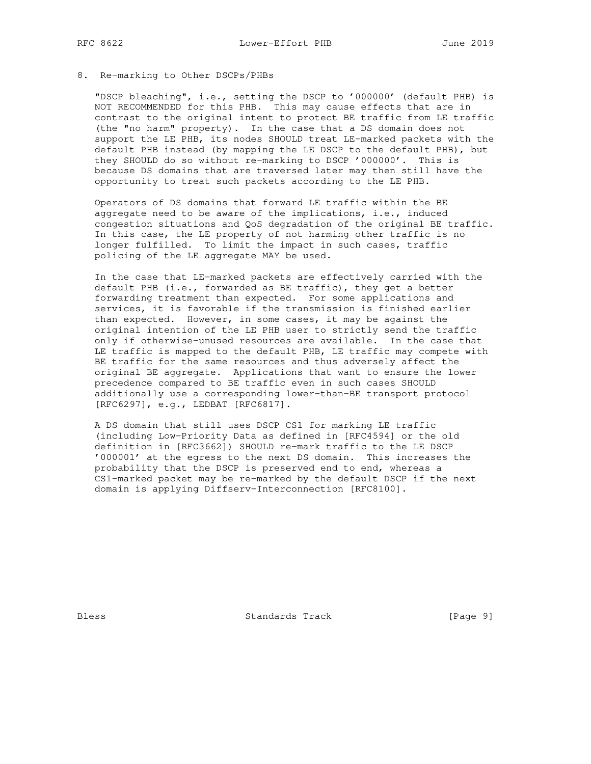## 8. Re-marking to Other DSCPs/PHBs

"DSCP bleaching", i.e., setting the DSCP to '000000' (default PHB) is NOT RECOMMENDED for this PHB. This may cause effects that are in contrast to the original intent to protect BE traffic from LE traffic (the "no harm" property). In the case that a DS domain does not support the LE PHB, its nodes SHOULD treat LE-marked packets with the default PHB instead (by mapping the LE DSCP to the default PHB), but they SHOULD do so without re-marking to DSCP '000000'. This is because DS domains that are traversed later may then still have the opportunity to treat such packets according to the LE PHB.

Operators of DS domains that forward LE traffic within the BE aggregate need to be aware of the implications, i.e., induced congestion situations and QoS degradation of the original BE traffic. In this case, the LE property of not harming other traffic is no longer fulfilled. To limit the impact in such cases, traffic policing of the LE aggregate MAY be used.

In the case that LE-marked packets are effectively carried with the default PHB (i.e., forwarded as BE traffic), they get a better forwarding treatment than expected. For some applications and services, it is favorable if the transmission is finished earlier than expected. However, in some cases, it may be against the original intention of the LE PHB user to strictly send the traffic only if otherwise-unused resources are available. In the case that LE traffic is mapped to the default PHB, LE traffic may compete with BE traffic for the same resources and thus adversely affect the original BE aggregate. Applications that want to ensure the lower precedence compared to BE traffic even in such cases SHOULD additionally use a corresponding lower-than-BE transport protocol [RFC6297], e.g., LEDBAT [RFC6817].

A DS domain that still uses DSCP CS1 for marking LE traffic (including Low-Priority Data as defined in [RFC4594] or the old definition in [RFC3662]) SHOULD re-mark traffic to the LE DSCP '000001' at the egress to the next DS domain. This increases the probability that the DSCP is preserved end to end, whereas a CS1-marked packet may be re-marked by the default DSCP if the next domain is applying Diffserv-Interconnection [RFC8100].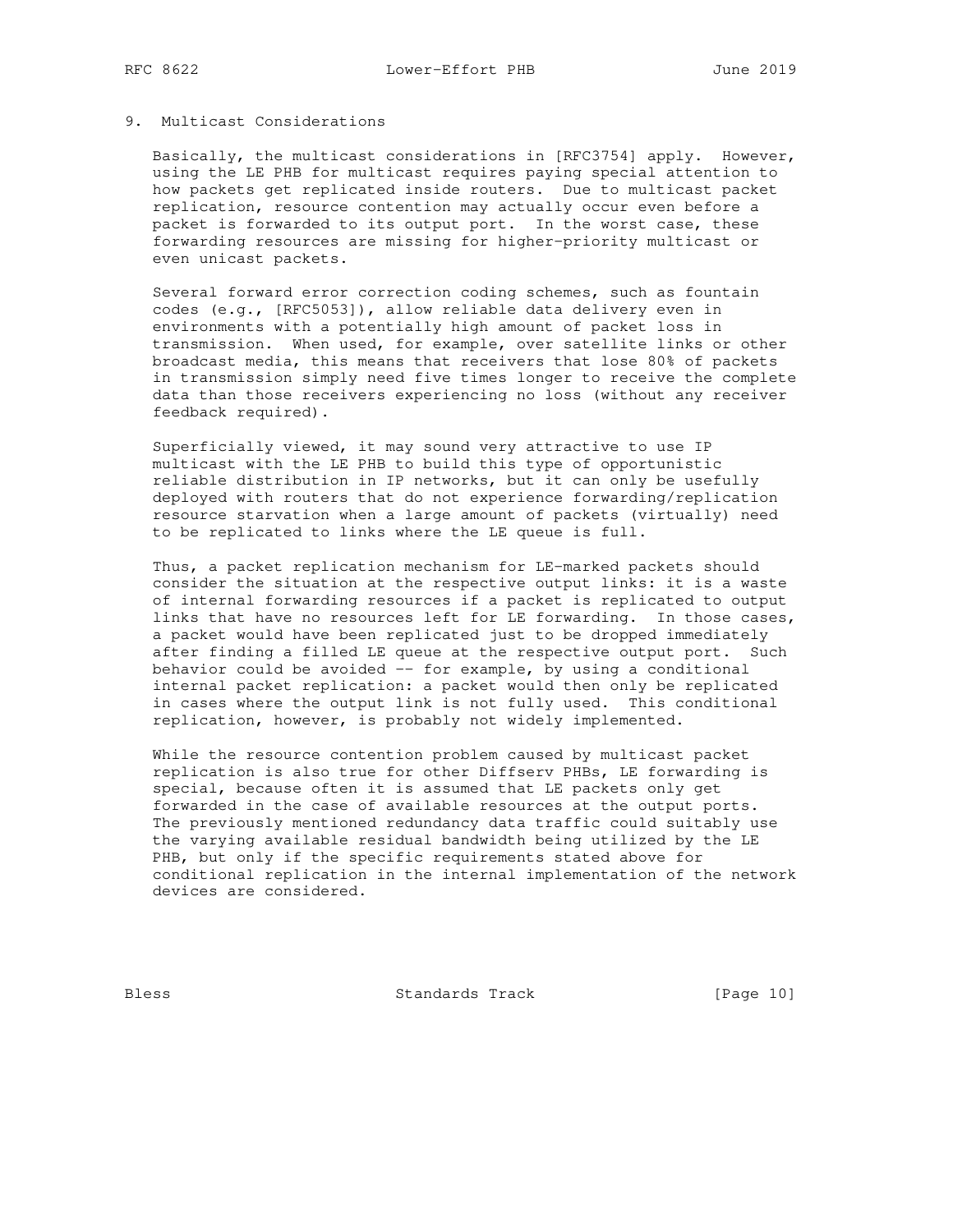## 9. Multicast Considerations

Basically, the multicast considerations in [RFC3754] apply. However, using the LE PHB for multicast requires paying special attention to how packets get replicated inside routers. Due to multicast packet replication, resource contention may actually occur even before a packet is forwarded to its output port. In the worst case, these forwarding resources are missing for higher-priority multicast or even unicast packets.

Several forward error correction coding schemes, such as fountain codes (e.g., [RFC5053]), allow reliable data delivery even in environments with a potentially high amount of packet loss in transmission. When used, for example, over satellite links or other broadcast media, this means that receivers that lose 80% of packets in transmission simply need five times longer to receive the complete data than those receivers experiencing no loss (without any receiver feedback required).

Superficially viewed, it may sound very attractive to use IP multicast with the LE PHB to build this type of opportunistic reliable distribution in IP networks, but it can only be usefully deployed with routers that do not experience forwarding/replication resource starvation when a large amount of packets (virtually) need to be replicated to links where the LE queue is full.

Thus, a packet replication mechanism for LE-marked packets should consider the situation at the respective output links: it is a waste of internal forwarding resources if a packet is replicated to output links that have no resources left for LE forwarding. In those cases, a packet would have been replicated just to be dropped immediately after finding a filled LE queue at the respective output port. Such behavior could be avoided -- for example, by using a conditional internal packet replication: a packet would then only be replicated in cases where the output link is not fully used. This conditional replication, however, is probably not widely implemented.

While the resource contention problem caused by multicast packet replication is also true for other Diffserv PHBs, LE forwarding is special, because often it is assumed that LE packets only get forwarded in the case of available resources at the output ports. The previously mentioned redundancy data traffic could suitably use the varying available residual bandwidth being utilized by the LE PHB, but only if the specific requirements stated above for conditional replication in the internal implementation of the network devices are considered.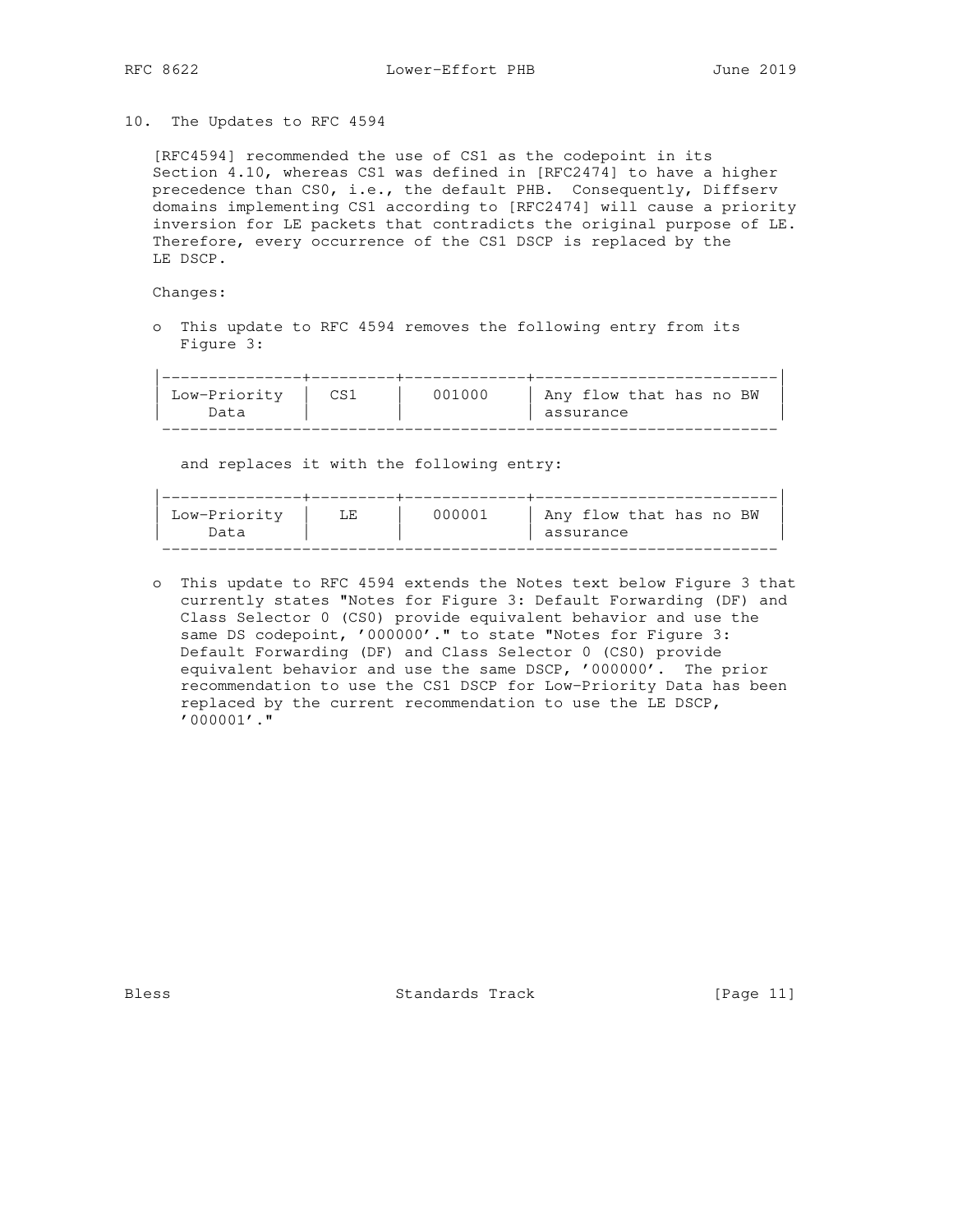## 10. The Updates to RFC 4594

[RFC4594] recommended the use of CS1 as the codepoint in its Section 4.10, whereas CS1 was defined in [RFC2474] to have a higher precedence than CS0, i.e., the default PHB. Consequently, Diffserv domains implementing CS1 according to [RFC2474] will cause a priority inversion for LE packets that contradicts the original purpose of LE. Therefore, every occurrence of the CS1 DSCP is replaced by the LE DSCP.

Changes:

- This update to RFC 4594 removes the following entry from its Figure 3:

| Low-Priority Data | CS1 | 001000 | Any flow that has no BW assurance |
|---|---|---|---|

  and replaces it with the following entry:

| Low-Priority Data | LE | 000001 | Any flow that has no BW assurance |
|---|---|---|---|

- This update to RFC 4594 extends the Notes text below Figure 3 that currently states "Notes for Figure 3: Default Forwarding (DF) and Class Selector 0 (CS0) provide equivalent behavior and use the same DS codepoint, '000000'." to state "Notes for Figure 3: Default Forwarding (DF) and Class Selector 0 (CS0) provide equivalent behavior and use the same DSCP, '000000'. The prior recommendation to use the CS1 DSCP for Low-Priority Data has been replaced by the current recommendation to use the LE DSCP, '000001'."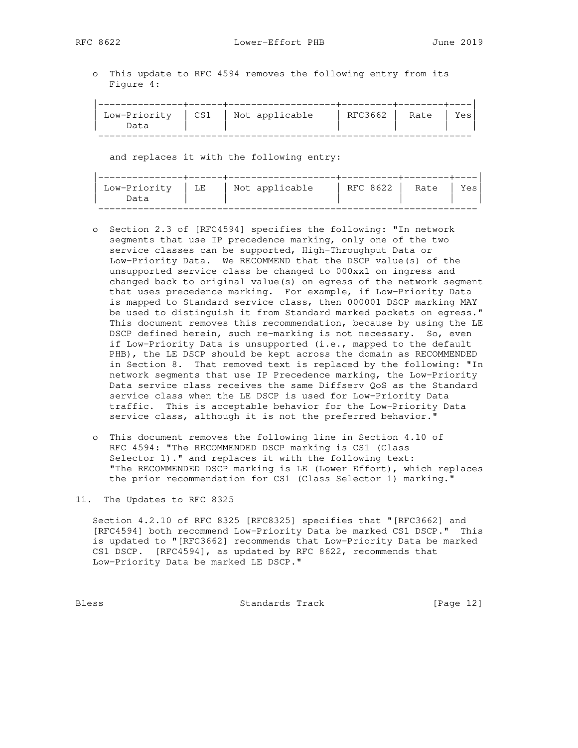- This update to RFC 4594 removes the following entry from its Figure 4:

| | | | | | |
|---|---|---|---|---|---|
| Low-Priority Data | CS1 | Not applicable | RFC3662 | Rate | Yes |

  and replaces it with the following entry:

| | | | | | |
|---|---|---|---|---|---|
| Low-Priority Data | LE | Not applicable | RFC 8622 | Rate | Yes |

- Section 2.3 of [RFC4594] specifies the following: "In network segments that use IP precedence marking, only one of the two service classes can be supported, High-Throughput Data or Low-Priority Data. We RECOMMEND that the DSCP value(s) of the unsupported service class be changed to 000xx1 on ingress and changed back to original value(s) on egress of the network segment that uses precedence marking. For example, if Low-Priority Data is mapped to Standard service class, then 000001 DSCP marking MAY be used to distinguish it from Standard marked packets on egress." This document removes this recommendation, because by using the LE DSCP defined herein, such re-marking is not necessary. So, even if Low-Priority Data is unsupported (i.e., mapped to the default PHB), the LE DSCP should be kept across the domain as RECOMMENDED in Section 8. That removed text is replaced by the following: "In network segments that use IP Precedence marking, the Low-Priority Data service class receives the same Diffserv QoS as the Standard service class when the LE DSCP is used for Low-Priority Data traffic. This is acceptable behavior for the Low-Priority Data service class, although it is not the preferred behavior."

- This document removes the following line in Section 4.10 of RFC 4594: "The RECOMMENDED DSCP marking is CS1 (Class Selector 1)." and replaces it with the following text: "The RECOMMENDED DSCP marking is LE (Lower Effort), which replaces the prior recommendation for CS1 (Class Selector 1) marking."

## 11. The Updates to RFC 8325

Section 4.2.10 of RFC 8325 [RFC8325] specifies that "[RFC3662] and [RFC4594] both recommend Low-Priority Data be marked CS1 DSCP." This is updated to "[RFC3662] recommends that Low-Priority Data be marked CS1 DSCP. [RFC4594], as updated by RFC 8622, recommends that Low-Priority Data be marked LE DSCP."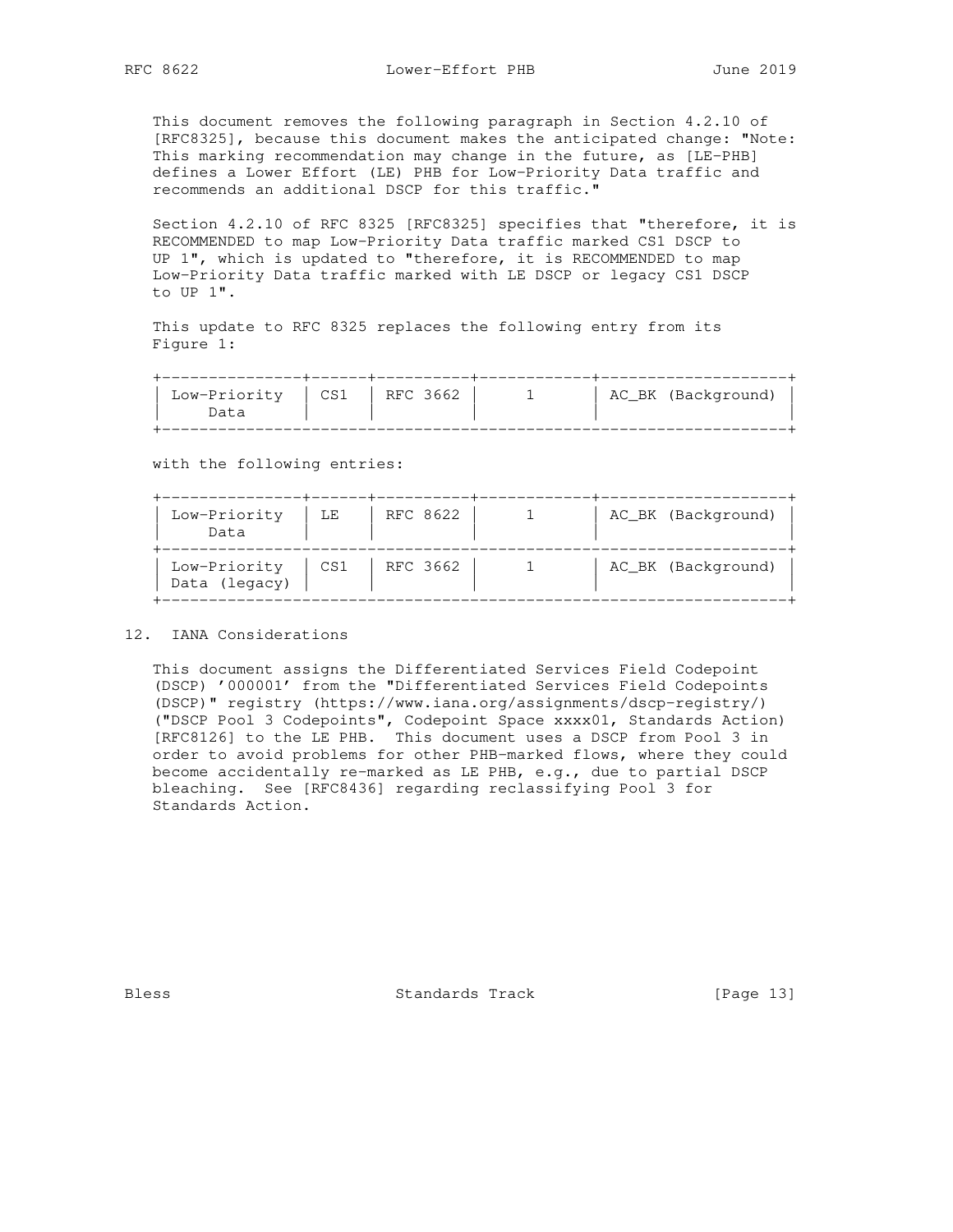This document removes the following paragraph in Section 4.2.10 of [RFC8325], because this document makes the anticipated change: "Note: This marking recommendation may change in the future, as [LE-PHB] defines a Lower Effort (LE) PHB for Low-Priority Data traffic and recommends an additional DSCP for this traffic."

Section 4.2.10 of RFC 8325 [RFC8325] specifies that "therefore, it is RECOMMENDED to map Low-Priority Data traffic marked CS1 DSCP to UP 1", which is updated to "therefore, it is RECOMMENDED to map Low-Priority Data traffic marked with LE DSCP or legacy CS1 DSCP to UP 1".

This update to RFC 8325 replaces the following entry from its Figure 1:

| | | | | |
|---|---|---|---|---|
| Low-Priority Data | CS1 | RFC 3662 | 1 | AC_BK (Background) |

with the following entries:

| | | | | |
|---|---|---|---|---|
| Low-Priority Data | LE | RFC 8622 | 1 | AC_BK (Background) |
| Low-Priority Data (legacy) | CS1 | RFC 3662 | 1 | AC_BK (Background) |

## 12. IANA Considerations

This document assigns the Differentiated Services Field Codepoint (DSCP) '000001' from the "Differentiated Services Field Codepoints (DSCP)" registry (https://www.iana.org/assignments/dscp-registry/) ("DSCP Pool 3 Codepoints", Codepoint Space xxxx01, Standards Action) [RFC8126] to the LE PHB. This document uses a DSCP from Pool 3 in order to avoid problems for other PHB-marked flows, where they could become accidentally re-marked as LE PHB, e.g., due to partial DSCP bleaching. See [RFC8436] regarding reclassifying Pool 3 for Standards Action.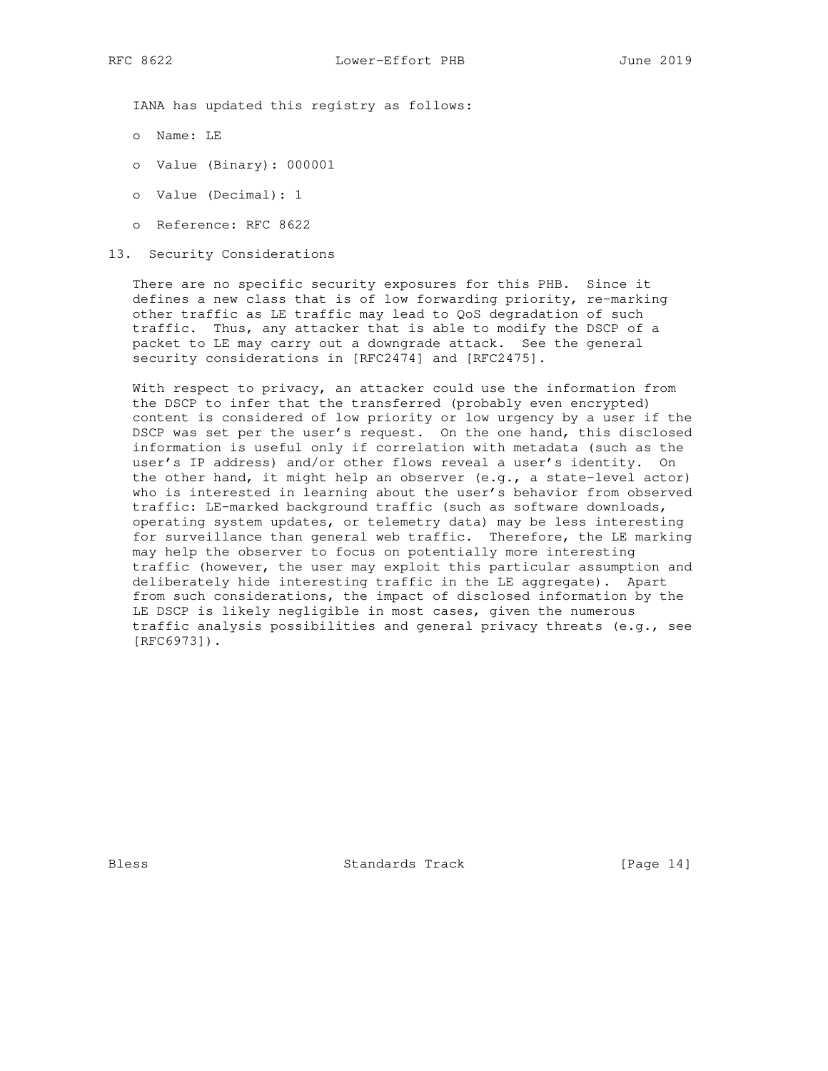IANA has updated this registry as follows:

- Name: LE
- Value (Binary): 000001
- Value (Decimal): 1
- Reference: RFC 8622

## 13. Security Considerations

There are no specific security exposures for this PHB. Since it defines a new class that is of low forwarding priority, re-marking other traffic as LE traffic may lead to QoS degradation of such traffic. Thus, any attacker that is able to modify the DSCP of a packet to LE may carry out a downgrade attack. See the general security considerations in [RFC2474] and [RFC2475].

With respect to privacy, an attacker could use the information from the DSCP to infer that the transferred (probably even encrypted) content is considered of low priority or low urgency by a user if the DSCP was set per the user's request. On the one hand, this disclosed information is useful only if correlation with metadata (such as the user's IP address) and/or other flows reveal a user's identity. On the other hand, it might help an observer (e.g., a state-level actor) who is interested in learning about the user's behavior from observed traffic: LE-marked background traffic (such as software downloads, operating system updates, or telemetry data) may be less interesting for surveillance than general web traffic. Therefore, the LE marking may help the observer to focus on potentially more interesting traffic (however, the user may exploit this particular assumption and deliberately hide interesting traffic in the LE aggregate). Apart from such considerations, the impact of disclosed information by the LE DSCP is likely negligible in most cases, given the numerous traffic analysis possibilities and general privacy threats (e.g., see [RFC6973]).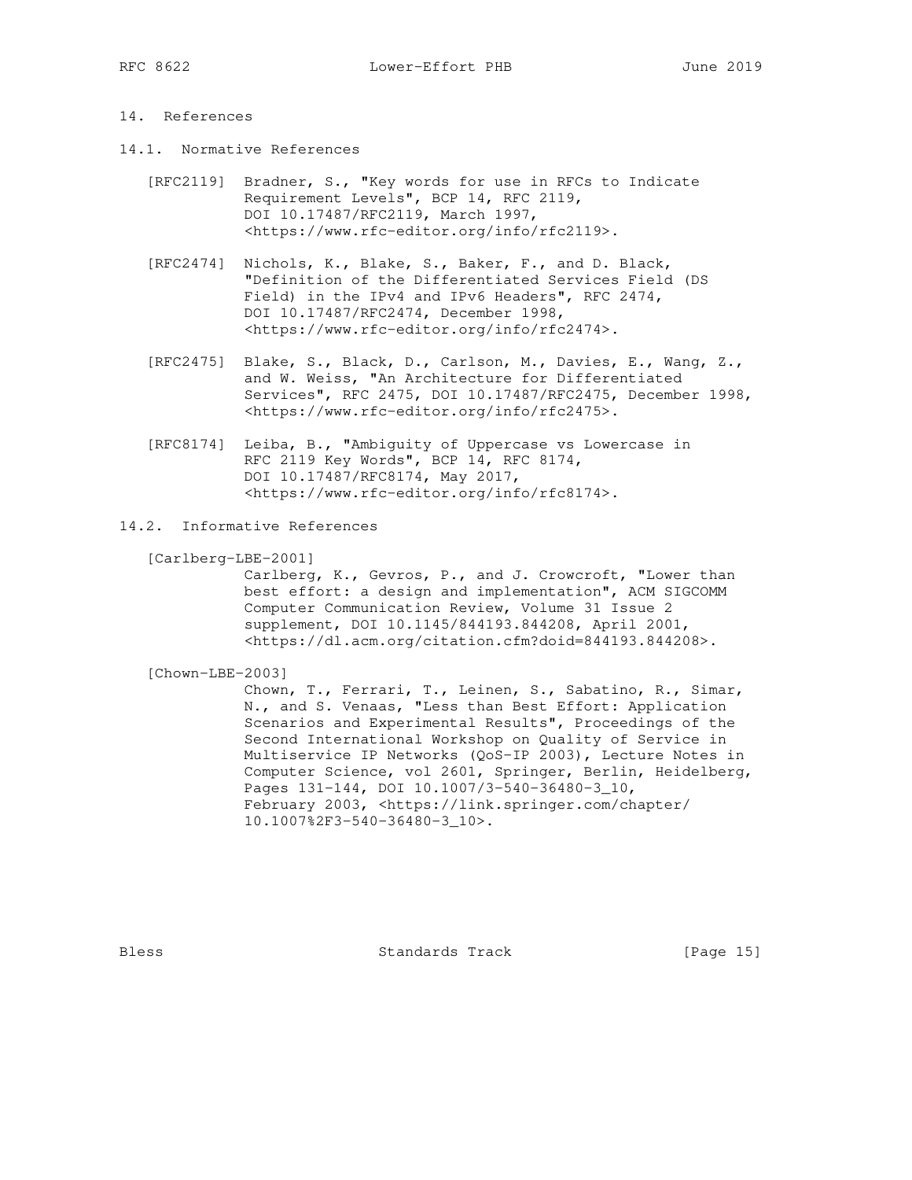## 14. References

### 14.1. Normative References

[RFC2119] Bradner, S., "Key words for use in RFCs to Indicate Requirement Levels", BCP 14, RFC 2119, DOI 10.17487/RFC2119, March 1997, <https://www.rfc-editor.org/info/rfc2119>.

[RFC2474] Nichols, K., Blake, S., Baker, F., and D. Black, "Definition of the Differentiated Services Field (DS Field) in the IPv4 and IPv6 Headers", RFC 2474, DOI 10.17487/RFC2474, December 1998, <https://www.rfc-editor.org/info/rfc2474>.

[RFC2475] Blake, S., Black, D., Carlson, M., Davies, E., Wang, Z., and W. Weiss, "An Architecture for Differentiated Services", RFC 2475, DOI 10.17487/RFC2475, December 1998, <https://www.rfc-editor.org/info/rfc2475>.

[RFC8174] Leiba, B., "Ambiguity of Uppercase vs Lowercase in RFC 2119 Key Words", BCP 14, RFC 8174, DOI 10.17487/RFC8174, May 2017, <https://www.rfc-editor.org/info/rfc8174>.

### 14.2. Informative References

[Carlberg-LBE-2001]
Carlberg, K., Gevros, P., and J. Crowcroft, "Lower than best effort: a design and implementation", ACM SIGCOMM Computer Communication Review, Volume 31 Issue 2 supplement, DOI 10.1145/844193.844208, April 2001, <https://dl.acm.org/citation.cfm?doid=844193.844208>.

[Chown-LBE-2003]
Chown, T., Ferrari, T., Leinen, S., Sabatino, R., Simar, N., and S. Venaas, "Less than Best Effort: Application Scenarios and Experimental Results", Proceedings of the Second International Workshop on Quality of Service in Multiservice IP Networks (QoS-IP 2003), Lecture Notes in Computer Science, vol 2601, Springer, Berlin, Heidelberg, Pages 131-144, DOI 10.1007/3-540-36480-3_10, February 2003, <https://link.springer.com/chapter/10.1007%2F3-540-36480-3_10>.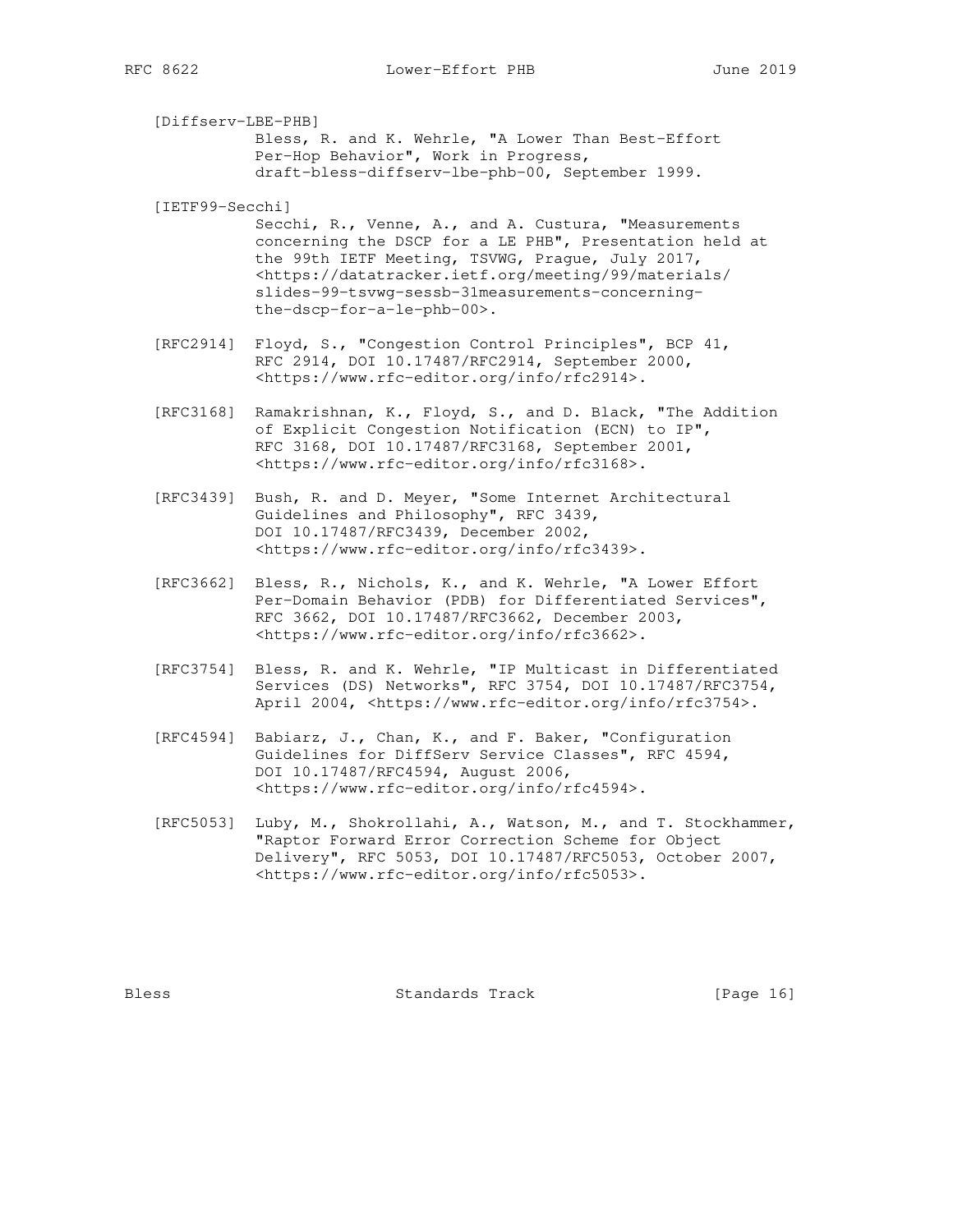[Diffserv-LBE-PHB]
Bless, R. and K. Wehrle, "A Lower Than Best-Effort Per-Hop Behavior", Work in Progress, draft-bless-diffserv-lbe-phb-00, September 1999.

[IETF99-Secchi]
Secchi, R., Venne, A., and A. Custura, "Measurements concerning the DSCP for a LE PHB", Presentation held at the 99th IETF Meeting, TSVWG, Prague, July 2017, <https://datatracker.ietf.org/meeting/99/materials/slides-99-tsvwg-sessb-31measurements-concerning-the-dscp-for-a-le-phb-00>.

[RFC2914] Floyd, S., "Congestion Control Principles", BCP 41, RFC 2914, DOI 10.17487/RFC2914, September 2000, <https://www.rfc-editor.org/info/rfc2914>.

[RFC3168] Ramakrishnan, K., Floyd, S., and D. Black, "The Addition of Explicit Congestion Notification (ECN) to IP", RFC 3168, DOI 10.17487/RFC3168, September 2001, <https://www.rfc-editor.org/info/rfc3168>.

[RFC3439] Bush, R. and D. Meyer, "Some Internet Architectural Guidelines and Philosophy", RFC 3439, DOI 10.17487/RFC3439, December 2002, <https://www.rfc-editor.org/info/rfc3439>.

[RFC3662] Bless, R., Nichols, K., and K. Wehrle, "A Lower Effort Per-Domain Behavior (PDB) for Differentiated Services", RFC 3662, DOI 10.17487/RFC3662, December 2003, <https://www.rfc-editor.org/info/rfc3662>.

[RFC3754] Bless, R. and K. Wehrle, "IP Multicast in Differentiated Services (DS) Networks", RFC 3754, DOI 10.17487/RFC3754, April 2004, <https://www.rfc-editor.org/info/rfc3754>.

[RFC4594] Babiarz, J., Chan, K., and F. Baker, "Configuration Guidelines for DiffServ Service Classes", RFC 4594, DOI 10.17487/RFC4594, August 2006, <https://www.rfc-editor.org/info/rfc4594>.

[RFC5053] Luby, M., Shokrollahi, A., Watson, M., and T. Stockhammer, "Raptor Forward Error Correction Scheme for Object Delivery", RFC 5053, DOI 10.17487/RFC5053, October 2007, <https://www.rfc-editor.org/info/rfc5053>.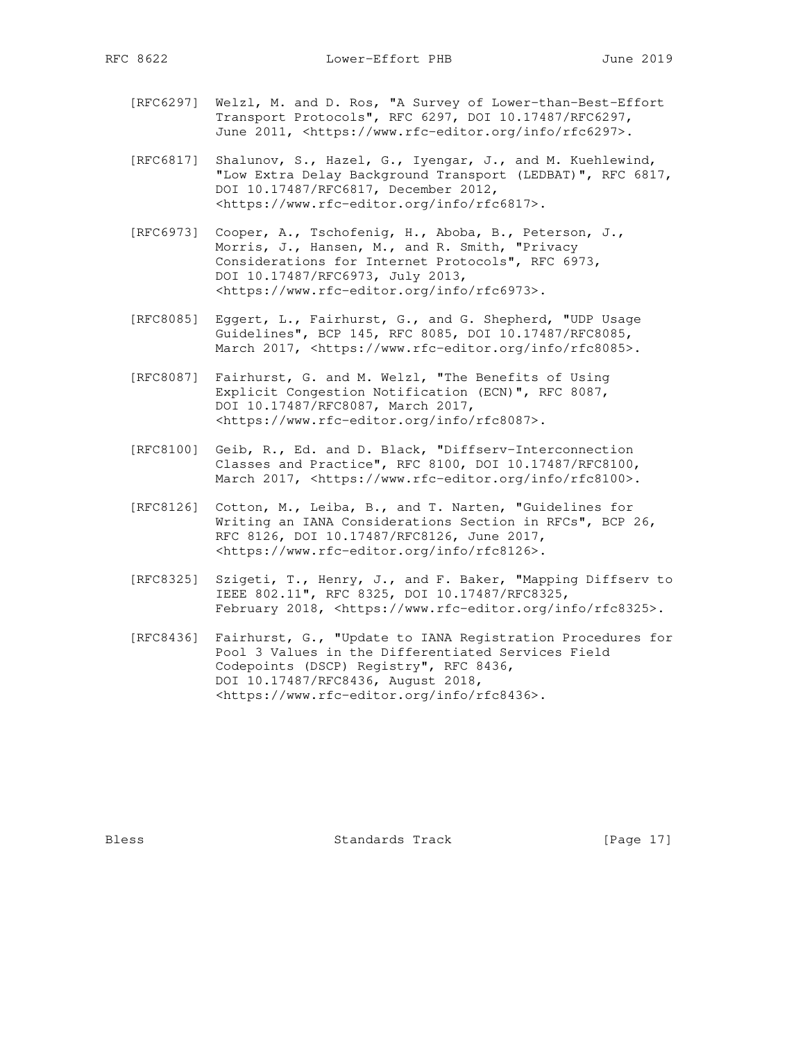[RFC6297] Welzl, M. and D. Ros, "A Survey of Lower-than-Best-Effort Transport Protocols", RFC 6297, DOI 10.17487/RFC6297, June 2011, <https://www.rfc-editor.org/info/rfc6297>.

[RFC6817] Shalunov, S., Hazel, G., Iyengar, J., and M. Kuehlewind, "Low Extra Delay Background Transport (LEDBAT)", RFC 6817, DOI 10.17487/RFC6817, December 2012, <https://www.rfc-editor.org/info/rfc6817>.

[RFC6973] Cooper, A., Tschofenig, H., Aboba, B., Peterson, J., Morris, J., Hansen, M., and R. Smith, "Privacy Considerations for Internet Protocols", RFC 6973, DOI 10.17487/RFC6973, July 2013, <https://www.rfc-editor.org/info/rfc6973>.

[RFC8085] Eggert, L., Fairhurst, G., and G. Shepherd, "UDP Usage Guidelines", BCP 145, RFC 8085, DOI 10.17487/RFC8085, March 2017, <https://www.rfc-editor.org/info/rfc8085>.

[RFC8087] Fairhurst, G. and M. Welzl, "The Benefits of Using Explicit Congestion Notification (ECN)", RFC 8087, DOI 10.17487/RFC8087, March 2017, <https://www.rfc-editor.org/info/rfc8087>.

[RFC8100] Geib, R., Ed. and D. Black, "Diffserv-Interconnection Classes and Practice", RFC 8100, DOI 10.17487/RFC8100, March 2017, <https://www.rfc-editor.org/info/rfc8100>.

[RFC8126] Cotton, M., Leiba, B., and T. Narten, "Guidelines for Writing an IANA Considerations Section in RFCs", BCP 26, RFC 8126, DOI 10.17487/RFC8126, June 2017, <https://www.rfc-editor.org/info/rfc8126>.

[RFC8325] Szigeti, T., Henry, J., and F. Baker, "Mapping Diffserv to IEEE 802.11", RFC 8325, DOI 10.17487/RFC8325, February 2018, <https://www.rfc-editor.org/info/rfc8325>.

[RFC8436] Fairhurst, G., "Update to IANA Registration Procedures for Pool 3 Values in the Differentiated Services Field Codepoints (DSCP) Registry", RFC 8436, DOI 10.17487/RFC8436, August 2018, <https://www.rfc-editor.org/info/rfc8436>.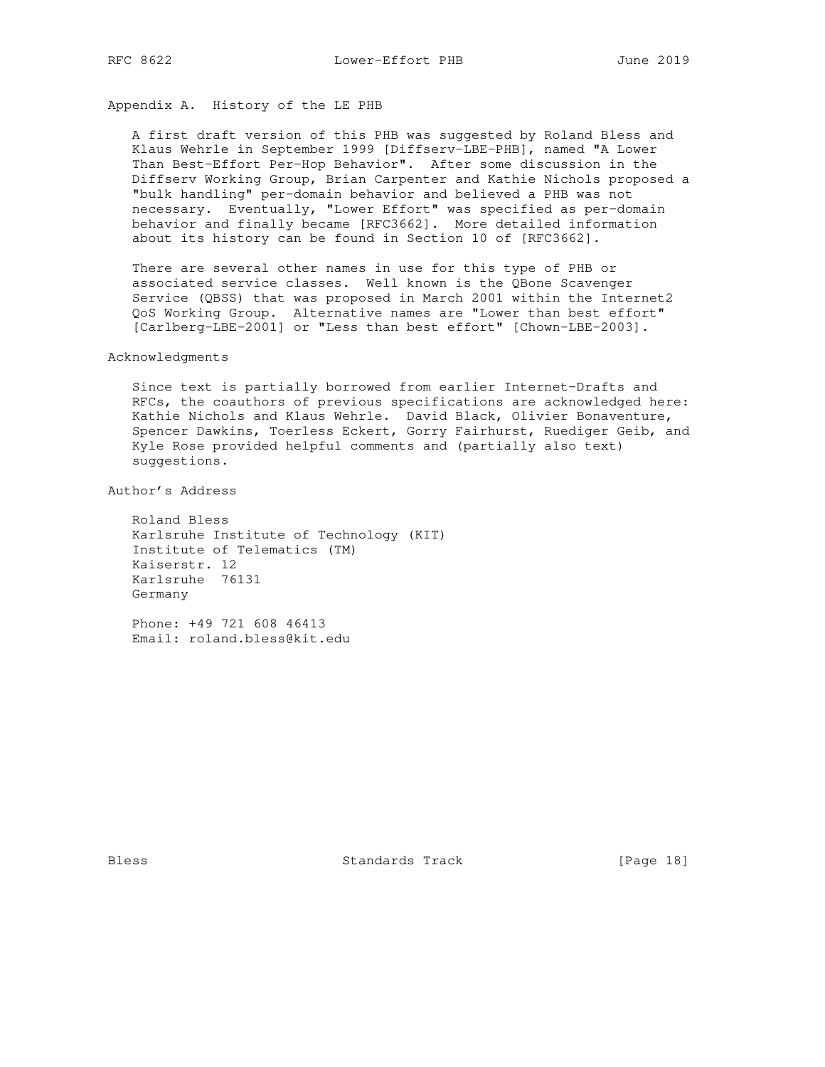## Appendix A. History of the LE PHB

A first draft version of this PHB was suggested by Roland Bless and Klaus Wehrle in September 1999 [Diffserv-LBE-PHB], named "A Lower Than Best-Effort Per-Hop Behavior". After some discussion in the Diffserv Working Group, Brian Carpenter and Kathie Nichols proposed a "bulk handling" per-domain behavior and believed a PHB was not necessary. Eventually, "Lower Effort" was specified as per-domain behavior and finally became [RFC3662]. More detailed information about its history can be found in Section 10 of [RFC3662].

There are several other names in use for this type of PHB or associated service classes. Well known is the QBone Scavenger Service (QBSS) that was proposed in March 2001 within the Internet2 QoS Working Group. Alternative names are "Lower than best effort" [Carlberg-LBE-2001] or "Less than best effort" [Chown-LBE-2003].

## Acknowledgments

Since text is partially borrowed from earlier Internet-Drafts and RFCs, the coauthors of previous specifications are acknowledged here: Kathie Nichols and Klaus Wehrle. David Black, Olivier Bonaventure, Spencer Dawkins, Toerless Eckert, Gorry Fairhurst, Ruediger Geib, and Kyle Rose provided helpful comments and (partially also text) suggestions.

## Author's Address

Roland Bless
Karlsruhe Institute of Technology (KIT)
Institute of Telematics (TM)
Kaiserstr. 12
Karlsruhe 76131
Germany

Phone: +49 721 608 46413
Email: roland.bless@kit.edu